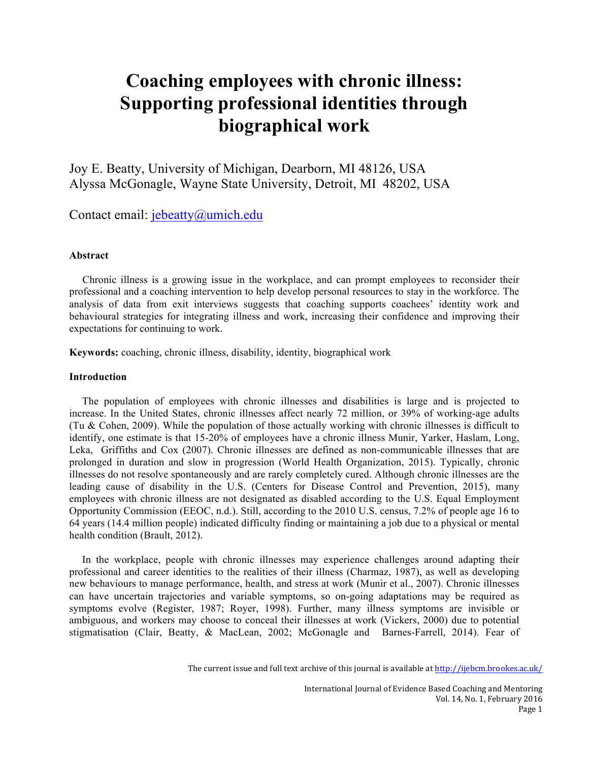# Coaching employees with chronic illness: Supporting professional identities through biographical work

Joy E. Beatty, University of Michigan, Dearborn, MI 48126, USA
Alyssa McGonagle, Wayne State University, Detroit, MI 48202, USA

Contact email: jebeatty@umich.edu

### Abstract

Chronic illness is a growing issue in the workplace, and can prompt employees to reconsider their professional and a coaching intervention to help develop personal resources to stay in the workforce. The analysis of data from exit interviews suggests that coaching supports coachees' identity work and behavioural strategies for integrating illness and work, increasing their confidence and improving their expectations for continuing to work.

**Keywords:** coaching, chronic illness, disability, identity, biographical work

### Introduction

The population of employees with chronic illnesses and disabilities is large and is projected to increase. In the United States, chronic illnesses affect nearly 72 million, or 39% of working-age adults (Tu & Cohen, 2009). While the population of those actually working with chronic illnesses is difficult to identify, one estimate is that 15-20% of employees have a chronic illness Munir, Yarker, Haslam, Long, Leka, Griffiths and Cox (2007). Chronic illnesses are defined as non-communicable illnesses that are prolonged in duration and slow in progression (World Health Organization, 2015). Typically, chronic illnesses do not resolve spontaneously and are rarely completely cured. Although chronic illnesses are the leading cause of disability in the U.S. (Centers for Disease Control and Prevention, 2015), many employees with chronic illness are not designated as disabled according to the U.S. Equal Employment Opportunity Commission (EEOC, n.d.). Still, according to the 2010 U.S. census, 7.2% of people age 16 to 64 years (14.4 million people) indicated difficulty finding or maintaining a job due to a physical or mental health condition (Brault, 2012).

In the workplace, people with chronic illnesses may experience challenges around adapting their professional and career identities to the realities of their illness (Charmaz, 1987), as well as developing new behaviours to manage performance, health, and stress at work (Munir et al., 2007). Chronic illnesses can have uncertain trajectories and variable symptoms, so on-going adaptations may be required as symptoms evolve (Register, 1987; Royer, 1998). Further, many illness symptoms are invisible or ambiguous, and workers may choose to conceal their illnesses at work (Vickers, 2000) due to potential stigmatisation (Clair, Beatty, & MacLean, 2002; McGonagle and Barnes-Farrell, 2014). Fear of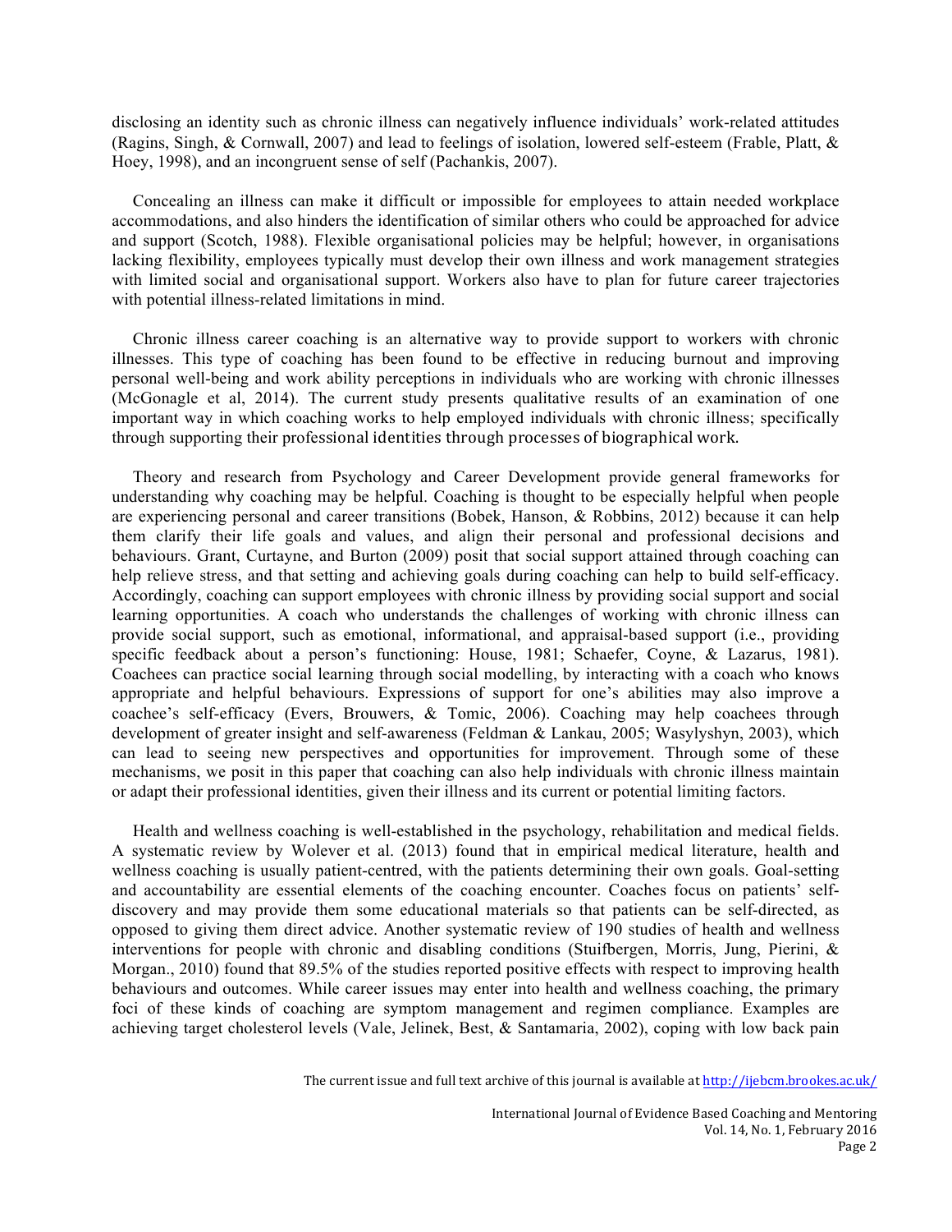disclosing an identity such as chronic illness can negatively influence individuals' work-related attitudes (Ragins, Singh, & Cornwall, 2007) and lead to feelings of isolation, lowered self-esteem (Frable, Platt, & Hoey, 1998), and an incongruent sense of self (Pachankis, 2007).

Concealing an illness can make it difficult or impossible for employees to attain needed workplace accommodations, and also hinders the identification of similar others who could be approached for advice and support (Scotch, 1988). Flexible organisational policies may be helpful; however, in organisations lacking flexibility, employees typically must develop their own illness and work management strategies with limited social and organisational support. Workers also have to plan for future career trajectories with potential illness-related limitations in mind.

Chronic illness career coaching is an alternative way to provide support to workers with chronic illnesses. This type of coaching has been found to be effective in reducing burnout and improving personal well-being and work ability perceptions in individuals who are working with chronic illnesses (McGonagle et al, 2014). The current study presents qualitative results of an examination of one important way in which coaching works to help employed individuals with chronic illness; specifically through supporting their professional identities through processes of biographical work.

Theory and research from Psychology and Career Development provide general frameworks for understanding why coaching may be helpful. Coaching is thought to be especially helpful when people are experiencing personal and career transitions (Bobek, Hanson, & Robbins, 2012) because it can help them clarify their life goals and values, and align their personal and professional decisions and behaviours. Grant, Curtayne, and Burton (2009) posit that social support attained through coaching can help relieve stress, and that setting and achieving goals during coaching can help to build self-efficacy. Accordingly, coaching can support employees with chronic illness by providing social support and social learning opportunities. A coach who understands the challenges of working with chronic illness can provide social support, such as emotional, informational, and appraisal-based support (i.e., providing specific feedback about a person's functioning: House, 1981; Schaefer, Coyne, & Lazarus, 1981). Coachees can practice social learning through social modelling, by interacting with a coach who knows appropriate and helpful behaviours. Expressions of support for one's abilities may also improve a coachee's self-efficacy (Evers, Brouwers, & Tomic, 2006). Coaching may help coachees through development of greater insight and self-awareness (Feldman & Lankau, 2005; Wasylyshyn, 2003), which can lead to seeing new perspectives and opportunities for improvement. Through some of these mechanisms, we posit in this paper that coaching can also help individuals with chronic illness maintain or adapt their professional identities, given their illness and its current or potential limiting factors.

Health and wellness coaching is well-established in the psychology, rehabilitation and medical fields. A systematic review by Wolever et al. (2013) found that in empirical medical literature, health and wellness coaching is usually patient-centred, with the patients determining their own goals. Goal-setting and accountability are essential elements of the coaching encounter. Coaches focus on patients' self-discovery and may provide them some educational materials so that patients can be self-directed, as opposed to giving them direct advice. Another systematic review of 190 studies of health and wellness interventions for people with chronic and disabling conditions (Stuifbergen, Morris, Jung, Pierini, & Morgan., 2010) found that 89.5% of the studies reported positive effects with respect to improving health behaviours and outcomes. While career issues may enter into health and wellness coaching, the primary foci of these kinds of coaching are symptom management and regimen compliance. Examples are achieving target cholesterol levels (Vale, Jelinek, Best, & Santamaria, 2002), coping with low back pain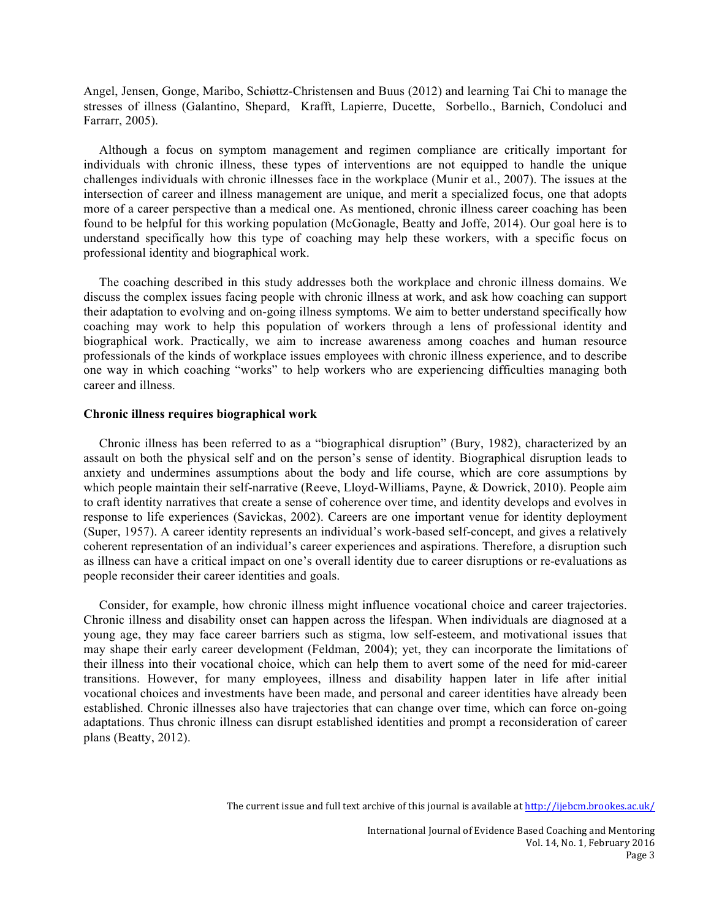Angel, Jensen, Gonge, Maribo, Schiøttz-Christensen and Buus (2012) and learning Tai Chi to manage the stresses of illness (Galantino, Shepard, Krafft, Lapierre, Ducette, Sorbello., Barnich, Condoluci and Farrarr, 2005).

Although a focus on symptom management and regimen compliance are critically important for individuals with chronic illness, these types of interventions are not equipped to handle the unique challenges individuals with chronic illnesses face in the workplace (Munir et al., 2007). The issues at the intersection of career and illness management are unique, and merit a specialized focus, one that adopts more of a career perspective than a medical one. As mentioned, chronic illness career coaching has been found to be helpful for this working population (McGonagle, Beatty and Joffe, 2014). Our goal here is to understand specifically how this type of coaching may help these workers, with a specific focus on professional identity and biographical work.

The coaching described in this study addresses both the workplace and chronic illness domains. We discuss the complex issues facing people with chronic illness at work, and ask how coaching can support their adaptation to evolving and on-going illness symptoms. We aim to better understand specifically how coaching may work to help this population of workers through a lens of professional identity and biographical work. Practically, we aim to increase awareness among coaches and human resource professionals of the kinds of workplace issues employees with chronic illness experience, and to describe one way in which coaching "works" to help workers who are experiencing difficulties managing both career and illness.

**Chronic illness requires biographical work**

Chronic illness has been referred to as a "biographical disruption" (Bury, 1982), characterized by an assault on both the physical self and on the person's sense of identity. Biographical disruption leads to anxiety and undermines assumptions about the body and life course, which are core assumptions by which people maintain their self-narrative (Reeve, Lloyd-Williams, Payne, & Dowrick, 2010). People aim to craft identity narratives that create a sense of coherence over time, and identity develops and evolves in response to life experiences (Savickas, 2002). Careers are one important venue for identity deployment (Super, 1957). A career identity represents an individual's work-based self-concept, and gives a relatively coherent representation of an individual's career experiences and aspirations. Therefore, a disruption such as illness can have a critical impact on one's overall identity due to career disruptions or re-evaluations as people reconsider their career identities and goals.

Consider, for example, how chronic illness might influence vocational choice and career trajectories. Chronic illness and disability onset can happen across the lifespan. When individuals are diagnosed at a young age, they may face career barriers such as stigma, low self-esteem, and motivational issues that may shape their early career development (Feldman, 2004); yet, they can incorporate the limitations of their illness into their vocational choice, which can help them to avert some of the need for mid-career transitions. However, for many employees, illness and disability happen later in life after initial vocational choices and investments have been made, and personal and career identities have already been established. Chronic illnesses also have trajectories that can change over time, which can force on-going adaptations. Thus chronic illness can disrupt established identities and prompt a reconsideration of career plans (Beatty, 2012).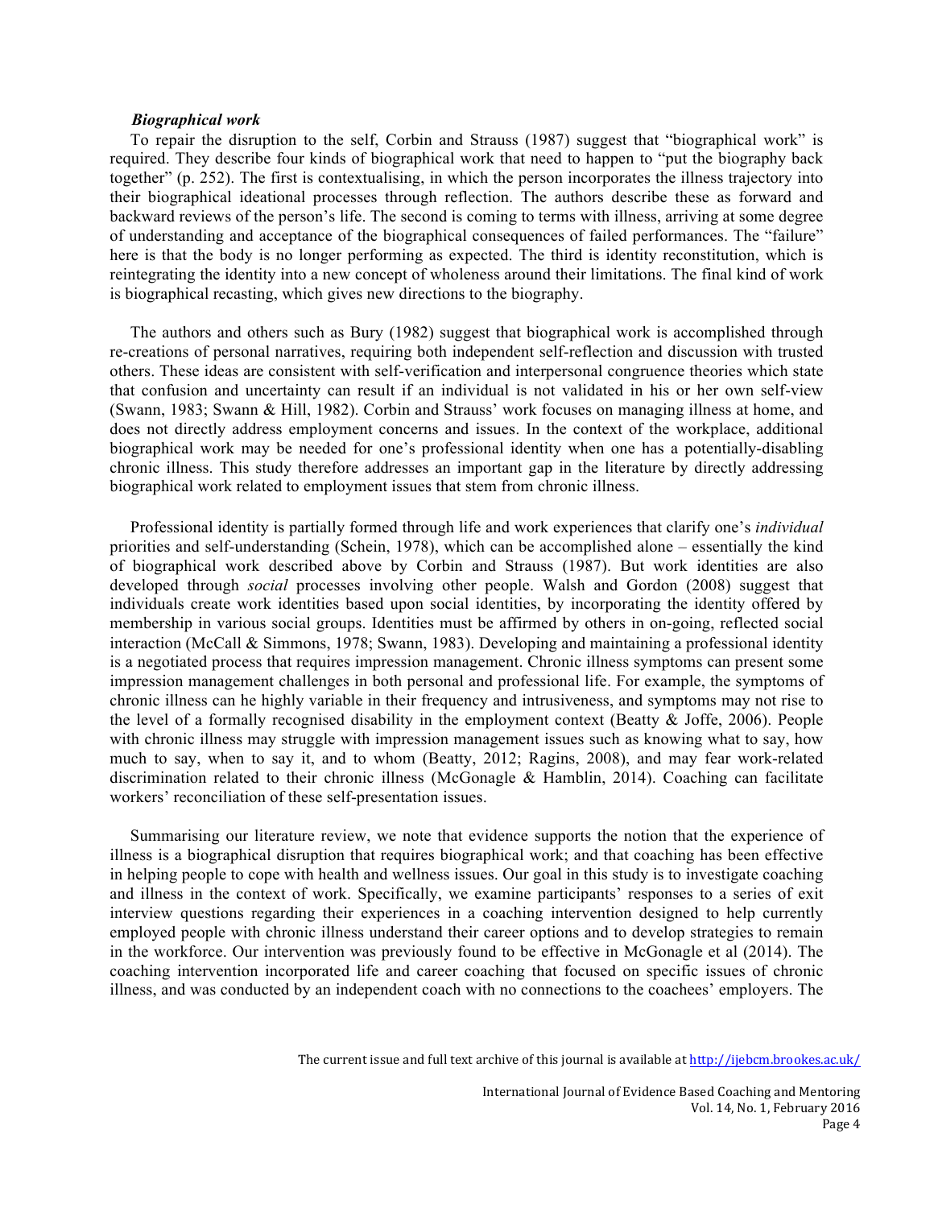### *Biographical work*

To repair the disruption to the self, Corbin and Strauss (1987) suggest that "biographical work" is required. They describe four kinds of biographical work that need to happen to "put the biography back together" (p. 252). The first is contextualising, in which the person incorporates the illness trajectory into their biographical ideational processes through reflection. The authors describe these as forward and backward reviews of the person's life. The second is coming to terms with illness, arriving at some degree of understanding and acceptance of the biographical consequences of failed performances. The "failure" here is that the body is no longer performing as expected. The third is identity reconstitution, which is reintegrating the identity into a new concept of wholeness around their limitations. The final kind of work is biographical recasting, which gives new directions to the biography.

The authors and others such as Bury (1982) suggest that biographical work is accomplished through re-creations of personal narratives, requiring both independent self-reflection and discussion with trusted others. These ideas are consistent with self-verification and interpersonal congruence theories which state that confusion and uncertainty can result if an individual is not validated in his or her own self-view (Swann, 1983; Swann & Hill, 1982). Corbin and Strauss' work focuses on managing illness at home, and does not directly address employment concerns and issues. In the context of the workplace, additional biographical work may be needed for one's professional identity when one has a potentially-disabling chronic illness. This study therefore addresses an important gap in the literature by directly addressing biographical work related to employment issues that stem from chronic illness.

Professional identity is partially formed through life and work experiences that clarify one's *individual* priorities and self-understanding (Schein, 1978), which can be accomplished alone – essentially the kind of biographical work described above by Corbin and Strauss (1987). But work identities are also developed through *social* processes involving other people. Walsh and Gordon (2008) suggest that individuals create work identities based upon social identities, by incorporating the identity offered by membership in various social groups. Identities must be affirmed by others in on-going, reflected social interaction (McCall & Simmons, 1978; Swann, 1983). Developing and maintaining a professional identity is a negotiated process that requires impression management. Chronic illness symptoms can present some impression management challenges in both personal and professional life. For example, the symptoms of chronic illness can he highly variable in their frequency and intrusiveness, and symptoms may not rise to the level of a formally recognised disability in the employment context (Beatty & Joffe, 2006). People with chronic illness may struggle with impression management issues such as knowing what to say, how much to say, when to say it, and to whom (Beatty, 2012; Ragins, 2008), and may fear work-related discrimination related to their chronic illness (McGonagle & Hamblin, 2014). Coaching can facilitate workers' reconciliation of these self-presentation issues.

Summarising our literature review, we note that evidence supports the notion that the experience of illness is a biographical disruption that requires biographical work; and that coaching has been effective in helping people to cope with health and wellness issues. Our goal in this study is to investigate coaching and illness in the context of work. Specifically, we examine participants' responses to a series of exit interview questions regarding their experiences in a coaching intervention designed to help currently employed people with chronic illness understand their career options and to develop strategies to remain in the workforce. Our intervention was previously found to be effective in McGonagle et al (2014). The coaching intervention incorporated life and career coaching that focused on specific issues of chronic illness, and was conducted by an independent coach with no connections to the coachees' employers. The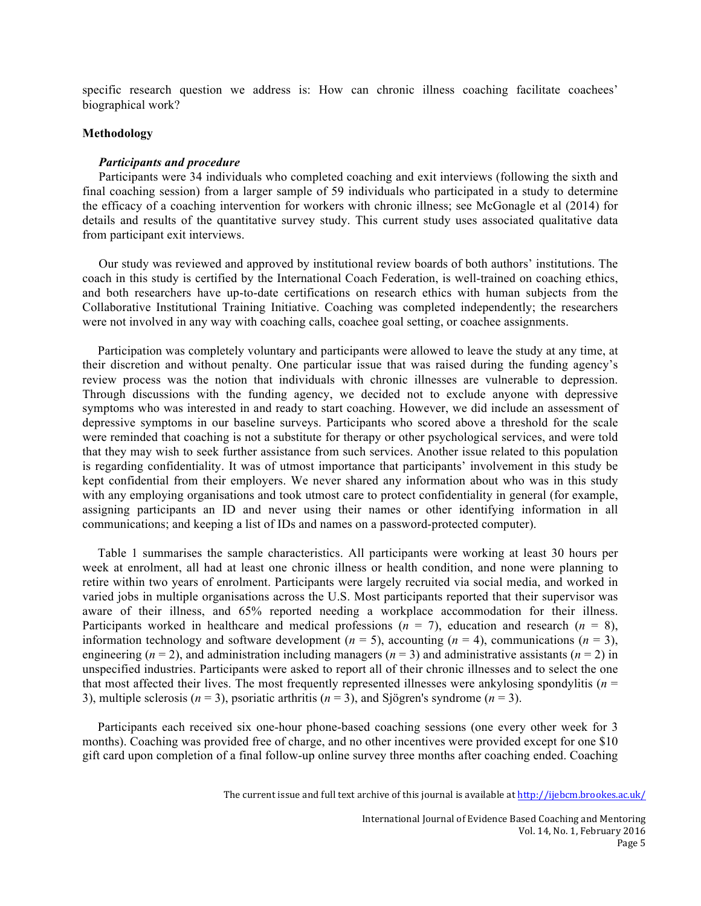specific research question we address is: How can chronic illness coaching facilitate coachees' biographical work?

## Methodology

### *Participants and procedure*

Participants were 34 individuals who completed coaching and exit interviews (following the sixth and final coaching session) from a larger sample of 59 individuals who participated in a study to determine the efficacy of a coaching intervention for workers with chronic illness; see McGonagle et al (2014) for details and results of the quantitative survey study. This current study uses associated qualitative data from participant exit interviews.

Our study was reviewed and approved by institutional review boards of both authors' institutions. The coach in this study is certified by the International Coach Federation, is well-trained on coaching ethics, and both researchers have up-to-date certifications on research ethics with human subjects from the Collaborative Institutional Training Initiative. Coaching was completed independently; the researchers were not involved in any way with coaching calls, coachee goal setting, or coachee assignments.

Participation was completely voluntary and participants were allowed to leave the study at any time, at their discretion and without penalty. One particular issue that was raised during the funding agency's review process was the notion that individuals with chronic illnesses are vulnerable to depression. Through discussions with the funding agency, we decided not to exclude anyone with depressive symptoms who was interested in and ready to start coaching. However, we did include an assessment of depressive symptoms in our baseline surveys. Participants who scored above a threshold for the scale were reminded that coaching is not a substitute for therapy or other psychological services, and were told that they may wish to seek further assistance from such services. Another issue related to this population is regarding confidentiality. It was of utmost importance that participants' involvement in this study be kept confidential from their employers. We never shared any information about who was in this study with any employing organisations and took utmost care to protect confidentiality in general (for example, assigning participants an ID and never using their names or other identifying information in all communications; and keeping a list of IDs and names on a password-protected computer).

Table 1 summarises the sample characteristics. All participants were working at least 30 hours per week at enrolment, all had at least one chronic illness or health condition, and none were planning to retire within two years of enrolment. Participants were largely recruited via social media, and worked in varied jobs in multiple organisations across the U.S. Most participants reported that their supervisor was aware of their illness, and 65% reported needing a workplace accommodation for their illness. Participants worked in healthcare and medical professions ($n$ = 7), education and research ($n$ = 8), information technology and software development ($n$ = 5), accounting ($n$ = 4), communications ($n$ = 3), engineering ($n$ = 2), and administration including managers ($n$ = 3) and administrative assistants ($n$ = 2) in unspecified industries. Participants were asked to report all of their chronic illnesses and to select the one that most affected their lives. The most frequently represented illnesses were ankylosing spondylitis ($n$ = 3), multiple sclerosis ($n$ = 3), psoriatic arthritis ($n$ = 3), and Sjögren's syndrome ($n$ = 3).

Participants each received six one-hour phone-based coaching sessions (one every other week for 3 months). Coaching was provided free of charge, and no other incentives were provided except for one $10 gift card upon completion of a final follow-up online survey three months after coaching ended. Coaching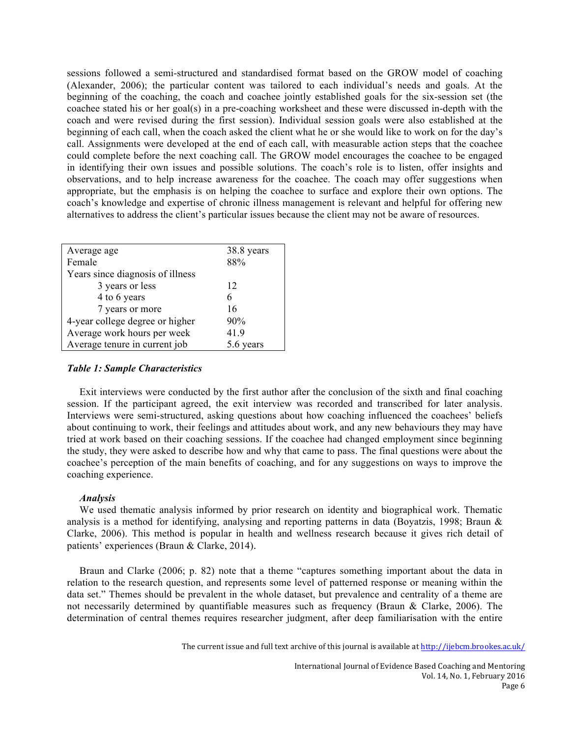sessions followed a semi-structured and standardised format based on the GROW model of coaching (Alexander, 2006); the particular content was tailored to each individual's needs and goals. At the beginning of the coaching, the coach and coachee jointly established goals for the six-session set (the coachee stated his or her goal(s) in a pre-coaching worksheet and these were discussed in-depth with the coach and were revised during the first session). Individual session goals were also established at the beginning of each call, when the coach asked the client what he or she would like to work on for the day's call. Assignments were developed at the end of each call, with measurable action steps that the coachee could complete before the next coaching call. The GROW model encourages the coachee to be engaged in identifying their own issues and possible solutions. The coach's role is to listen, offer insights and observations, and to help increase awareness for the coachee. The coach may offer suggestions when appropriate, but the emphasis is on helping the coachee to surface and explore their own options. The coach's knowledge and expertise of chronic illness management is relevant and helpful for offering new alternatives to address the client's particular issues because the client may not be aware of resources.

| | |
|---|---|
| Average age | 38.8 years |
| Female | 88% |
| Years since diagnosis of illness | |
| 3 years or less | 12 |
| 4 to 6 years | 6 |
| 7 years or more | 16 |
| 4-year college degree or higher | 90% |
| Average work hours per week | 41.9 |
| Average tenure in current job | 5.6 years |

***Table 1: Sample Characteristics***

Exit interviews were conducted by the first author after the conclusion of the sixth and final coaching session. If the participant agreed, the exit interview was recorded and transcribed for later analysis. Interviews were semi-structured, asking questions about how coaching influenced the coachees' beliefs about continuing to work, their feelings and attitudes about work, and any new behaviours they may have tried at work based on their coaching sessions. If the coachee had changed employment since beginning the study, they were asked to describe how and why that came to pass. The final questions were about the coachee's perception of the main benefits of coaching, and for any suggestions on ways to improve the coaching experience.

### *Analysis*

We used thematic analysis informed by prior research on identity and biographical work. Thematic analysis is a method for identifying, analysing and reporting patterns in data (Boyatzis, 1998; Braun & Clarke, 2006). This method is popular in health and wellness research because it gives rich detail of patients' experiences (Braun & Clarke, 2014).

Braun and Clarke (2006; p. 82) note that a theme "captures something important about the data in relation to the research question, and represents some level of patterned response or meaning within the data set." Themes should be prevalent in the whole dataset, but prevalence and centrality of a theme are not necessarily determined by quantifiable measures such as frequency (Braun & Clarke, 2006). The determination of central themes requires researcher judgment, after deep familiarisation with the entire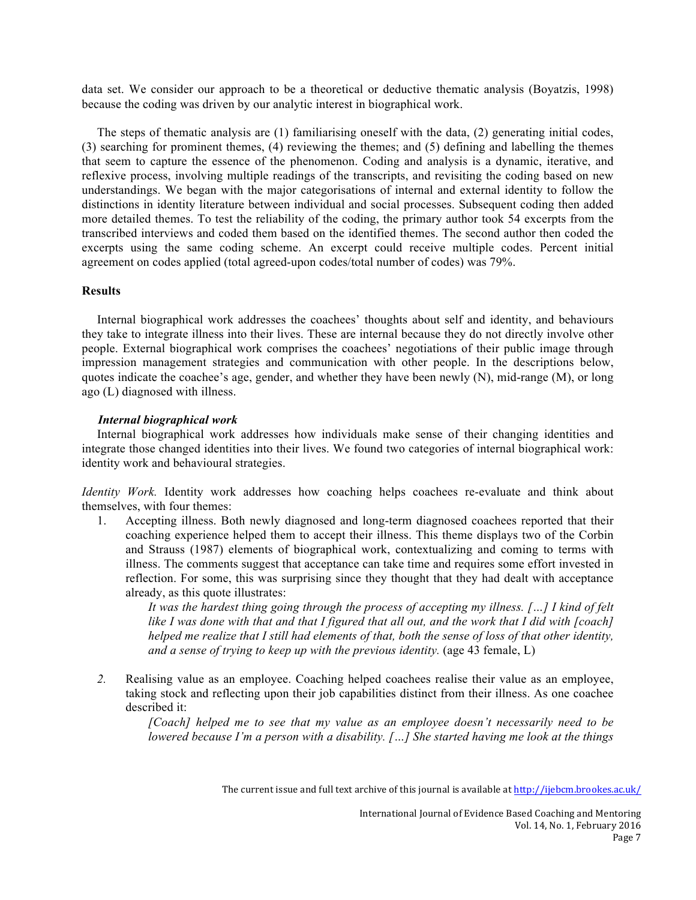data set. We consider our approach to be a theoretical or deductive thematic analysis (Boyatzis, 1998) because the coding was driven by our analytic interest in biographical work.

The steps of thematic analysis are (1) familiarising oneself with the data, (2) generating initial codes, (3) searching for prominent themes, (4) reviewing the themes; and (5) defining and labelling the themes that seem to capture the essence of the phenomenon. Coding and analysis is a dynamic, iterative, and reflexive process, involving multiple readings of the transcripts, and revisiting the coding based on new understandings. We began with the major categorisations of internal and external identity to follow the distinctions in identity literature between individual and social processes. Subsequent coding then added more detailed themes. To test the reliability of the coding, the primary author took 54 excerpts from the transcribed interviews and coded them based on the identified themes. The second author then coded the excerpts using the same coding scheme. An excerpt could receive multiple codes. Percent initial agreement on codes applied (total agreed-upon codes/total number of codes) was 79%.

## Results

Internal biographical work addresses the coachees' thoughts about self and identity, and behaviours they take to integrate illness into their lives. These are internal because they do not directly involve other people. External biographical work comprises the coachees' negotiations of their public image through impression management strategies and communication with other people. In the descriptions below, quotes indicate the coachee's age, gender, and whether they have been newly (N), mid-range (M), or long ago (L) diagnosed with illness.

### *Internal biographical work*

Internal biographical work addresses how individuals make sense of their changing identities and integrate those changed identities into their lives. We found two categories of internal biographical work: identity work and behavioural strategies.

*Identity Work.* Identity work addresses how coaching helps coachees re-evaluate and think about themselves, with four themes:

1. Accepting illness. Both newly diagnosed and long-term diagnosed coachees reported that their coaching experience helped them to accept their illness. This theme displays two of the Corbin and Strauss (1987) elements of biographical work, contextualizing and coming to terms with illness. The comments suggest that acceptance can take time and requires some effort invested in reflection. For some, this was surprising since they thought that they had dealt with acceptance already, as this quote illustrates:

   *It was the hardest thing going through the process of accepting my illness. […] I kind of felt like I was done with that and that I figured that all out, and the work that I did with [coach] helped me realize that I still had elements of that, both the sense of loss of that other identity, and a sense of trying to keep up with the previous identity.* (age 43 female, L)

2. Realising value as an employee. Coaching helped coachees realise their value as an employee, taking stock and reflecting upon their job capabilities distinct from their illness. As one coachee described it:

   *[Coach] helped me to see that my value as an employee doesn't necessarily need to be lowered because I'm a person with a disability. […] She started having me look at the things*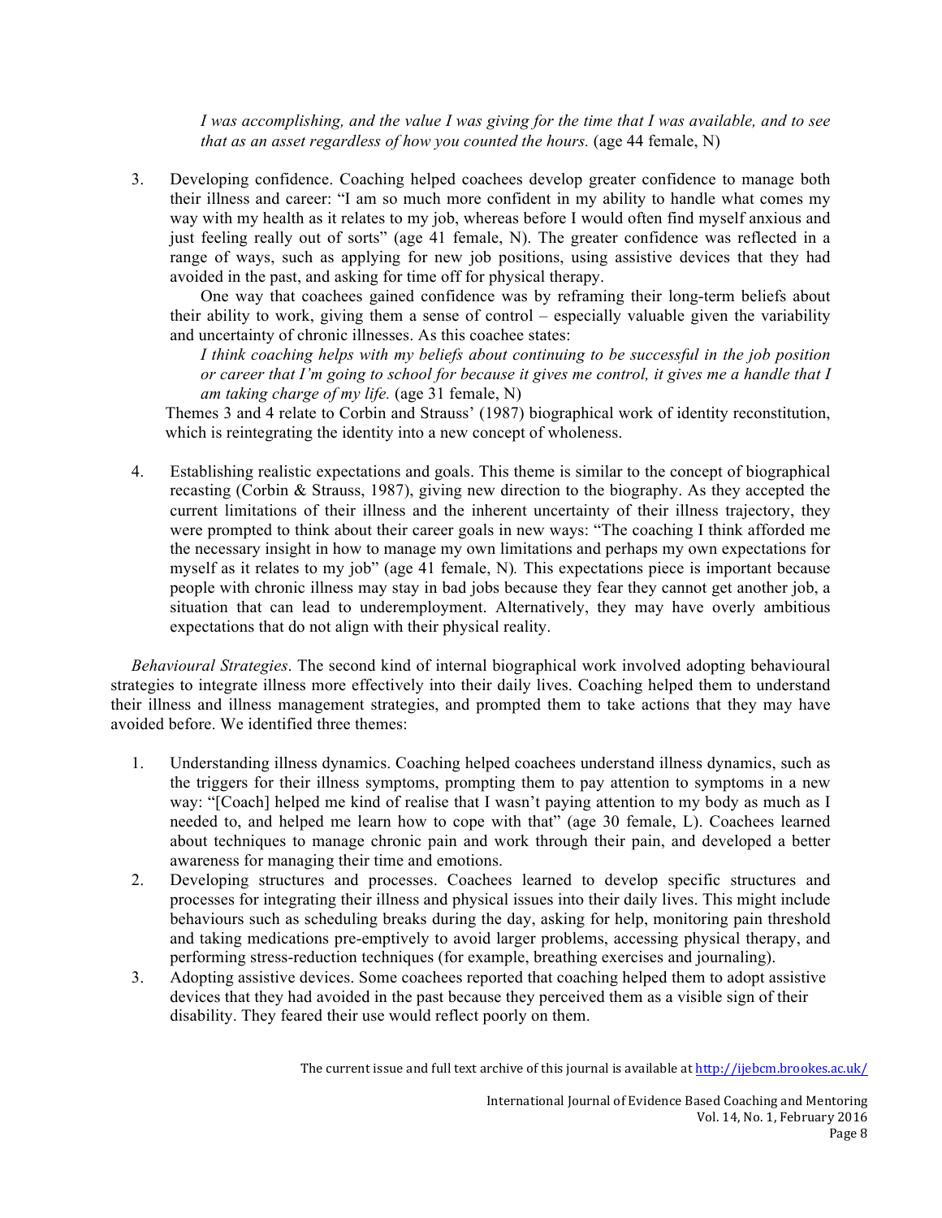*I was accomplishing, and the value I was giving for the time that I was available, and to see that as an asset regardless of how you counted the hours.* (age 44 female, N)

3. Developing confidence. Coaching helped coachees develop greater confidence to manage both their illness and career: "I am so much more confident in my ability to handle what comes my way with my health as it relates to my job, whereas before I would often find myself anxious and just feeling really out of sorts" (age 41 female, N). The greater confidence was reflected in a range of ways, such as applying for new job positions, using assistive devices that they had avoided in the past, and asking for time off for physical therapy.

   One way that coachees gained confidence was by reframing their long-term beliefs about their ability to work, giving them a sense of control – especially valuable given the variability and uncertainty of chronic illnesses. As this coachee states:

   *I think coaching helps with my beliefs about continuing to be successful in the job position or career that I'm going to school for because it gives me control, it gives me a handle that I am taking charge of my life.* (age 31 female, N)

   Themes 3 and 4 relate to Corbin and Strauss' (1987) biographical work of identity reconstitution, which is reintegrating the identity into a new concept of wholeness.

4. Establishing realistic expectations and goals. This theme is similar to the concept of biographical recasting (Corbin & Strauss, 1987), giving new direction to the biography. As they accepted the current limitations of their illness and the inherent uncertainty of their illness trajectory, they were prompted to think about their career goals in new ways: "The coaching I think afforded me the necessary insight in how to manage my own limitations and perhaps my own expectations for myself as it relates to my job" (age 41 female, N). This expectations piece is important because people with chronic illness may stay in bad jobs because they fear they cannot get another job, a situation that can lead to underemployment. Alternatively, they may have overly ambitious expectations that do not align with their physical reality.

*Behavioural Strategies*. The second kind of internal biographical work involved adopting behavioural strategies to integrate illness more effectively into their daily lives. Coaching helped them to understand their illness and illness management strategies, and prompted them to take actions that they may have avoided before. We identified three themes:

1. Understanding illness dynamics. Coaching helped coachees understand illness dynamics, such as the triggers for their illness symptoms, prompting them to pay attention to symptoms in a new way: "[Coach] helped me kind of realise that I wasn't paying attention to my body as much as I needed to, and helped me learn how to cope with that" (age 30 female, L). Coachees learned about techniques to manage chronic pain and work through their pain, and developed a better awareness for managing their time and emotions.
2. Developing structures and processes. Coachees learned to develop specific structures and processes for integrating their illness and physical issues into their daily lives. This might include behaviours such as scheduling breaks during the day, asking for help, monitoring pain threshold and taking medications pre-emptively to avoid larger problems, accessing physical therapy, and performing stress-reduction techniques (for example, breathing exercises and journaling).
3. Adopting assistive devices. Some coachees reported that coaching helped them to adopt assistive devices that they had avoided in the past because they perceived them as a visible sign of their disability. They feared their use would reflect poorly on them.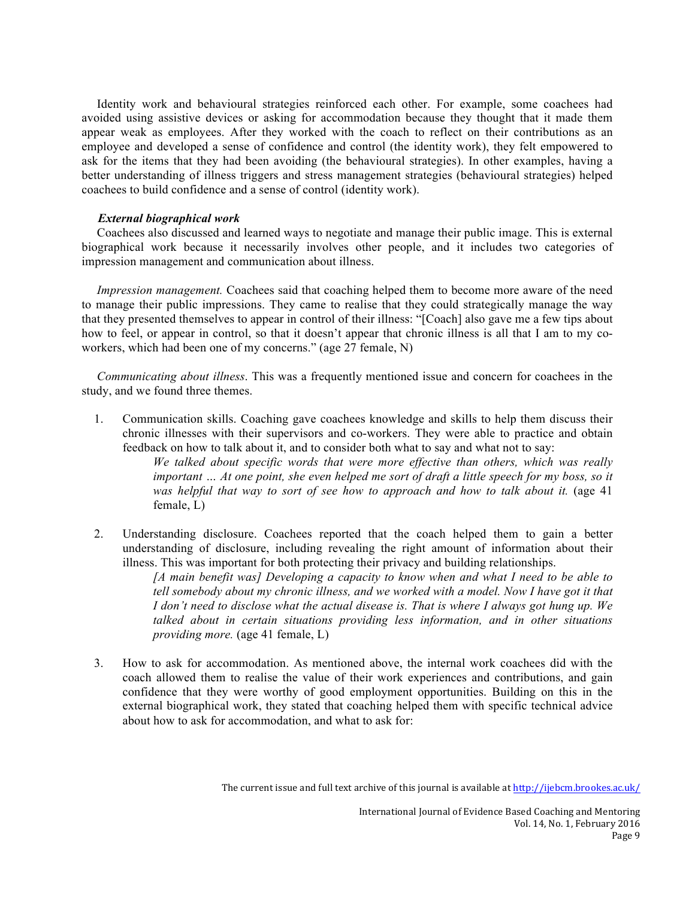Identity work and behavioural strategies reinforced each other. For example, some coachees had avoided using assistive devices or asking for accommodation because they thought that it made them appear weak as employees. After they worked with the coach to reflect on their contributions as an employee and developed a sense of confidence and control (the identity work), they felt empowered to ask for the items that they had been avoiding (the behavioural strategies). In other examples, having a better understanding of illness triggers and stress management strategies (behavioural strategies) helped coachees to build confidence and a sense of control (identity work).

***External biographical work***

Coachees also discussed and learned ways to negotiate and manage their public image. This is external biographical work because it necessarily involves other people, and it includes two categories of impression management and communication about illness.

*Impression management.* Coachees said that coaching helped them to become more aware of the need to manage their public impressions. They came to realise that they could strategically manage the way that they presented themselves to appear in control of their illness: "[Coach] also gave me a few tips about how to feel, or appear in control, so that it doesn't appear that chronic illness is all that I am to my co-workers, which had been one of my concerns." (age 27 female, N)

*Communicating about illness*. This was a frequently mentioned issue and concern for coachees in the study, and we found three themes.

1. Communication skills. Coaching gave coachees knowledge and skills to help them discuss their chronic illnesses with their supervisors and co-workers. They were able to practice and obtain feedback on how to talk about it, and to consider both what to say and what not to say:

   > *We talked about specific words that were more effective than others, which was really important … At one point, she even helped me sort of draft a little speech for my boss, so it was helpful that way to sort of see how to approach and how to talk about it.* (age 41 female, L)

2. Understanding disclosure. Coachees reported that the coach helped them to gain a better understanding of disclosure, including revealing the right amount of information about their illness. This was important for both protecting their privacy and building relationships.

   > *[A main benefit was] Developing a capacity to know when and what I need to be able to tell somebody about my chronic illness, and we worked with a model. Now I have got it that I don't need to disclose what the actual disease is. That is where I always got hung up. We talked about in certain situations providing less information, and in other situations providing more.* (age 41 female, L)

3. How to ask for accommodation. As mentioned above, the internal work coachees did with the coach allowed them to realise the value of their work experiences and contributions, and gain confidence that they were worthy of good employment opportunities. Building on this in the external biographical work, they stated that coaching helped them with specific technical advice about how to ask for accommodation, and what to ask for: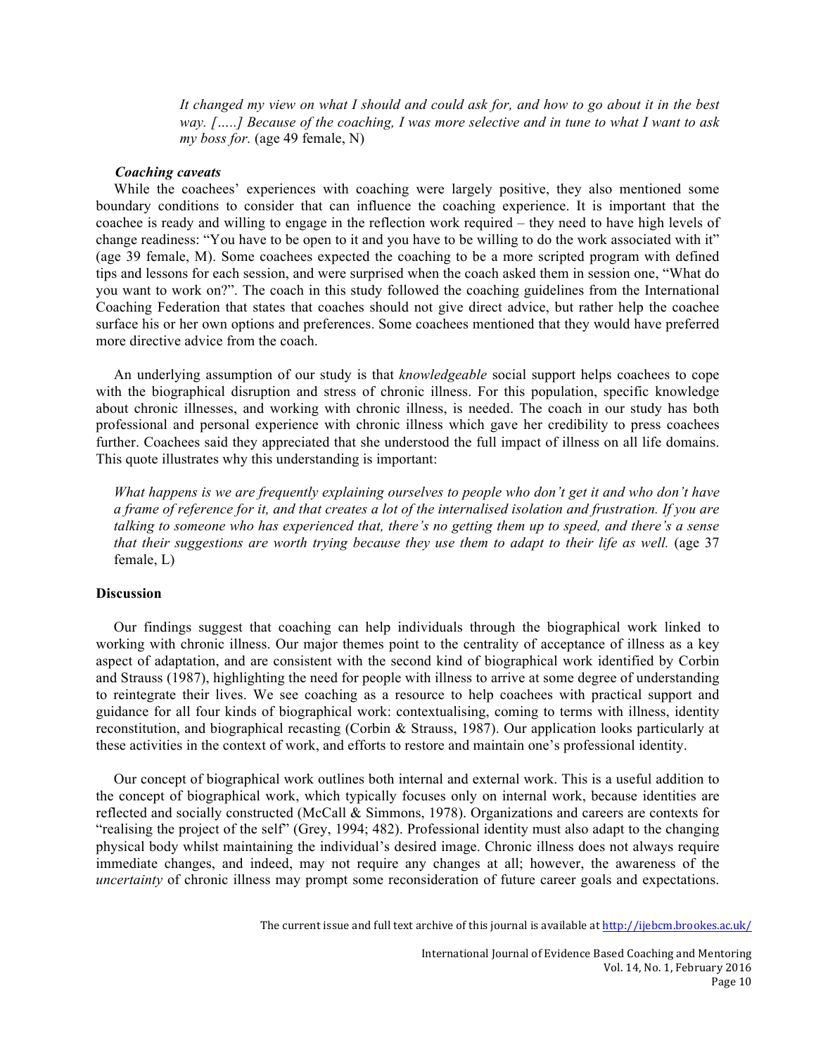> *It changed my view on what I should and could ask for, and how to go about it in the best way. […..] Because of the coaching, I was more selective and in tune to what I want to ask my boss for.* (age 49 female, N)

### *Coaching caveats*

While the coachees' experiences with coaching were largely positive, they also mentioned some boundary conditions to consider that can influence the coaching experience. It is important that the coachee is ready and willing to engage in the reflection work required – they need to have high levels of change readiness: "You have to be open to it and you have to be willing to do the work associated with it" (age 39 female, M). Some coachees expected the coaching to be a more scripted program with defined tips and lessons for each session, and were surprised when the coach asked them in session one, "What do you want to work on?". The coach in this study followed the coaching guidelines from the International Coaching Federation that states that coaches should not give direct advice, but rather help the coachee surface his or her own options and preferences. Some coachees mentioned that they would have preferred more directive advice from the coach.

An underlying assumption of our study is that *knowledgeable* social support helps coachees to cope with the biographical disruption and stress of chronic illness. For this population, specific knowledge about chronic illnesses, and working with chronic illness, is needed. The coach in our study has both professional and personal experience with chronic illness which gave her credibility to press coachees further. Coachees said they appreciated that she understood the full impact of illness on all life domains. This quote illustrates why this understanding is important:

> *What happens is we are frequently explaining ourselves to people who don't get it and who don't have a frame of reference for it, and that creates a lot of the internalised isolation and frustration. If you are talking to someone who has experienced that, there's no getting them up to speed, and there's a sense that their suggestions are worth trying because they use them to adapt to their life as well.* (age 37 female, L)

## Discussion

Our findings suggest that coaching can help individuals through the biographical work linked to working with chronic illness. Our major themes point to the centrality of acceptance of illness as a key aspect of adaptation, and are consistent with the second kind of biographical work identified by Corbin and Strauss (1987), highlighting the need for people with illness to arrive at some degree of understanding to reintegrate their lives. We see coaching as a resource to help coachees with practical support and guidance for all four kinds of biographical work: contextualising, coming to terms with illness, identity reconstitution, and biographical recasting (Corbin & Strauss, 1987). Our application looks particularly at these activities in the context of work, and efforts to restore and maintain one's professional identity.

Our concept of biographical work outlines both internal and external work. This is a useful addition to the concept of biographical work, which typically focuses only on internal work, because identities are reflected and socially constructed (McCall & Simmons, 1978). Organizations and careers are contexts for "realising the project of the self" (Grey, 1994; 482). Professional identity must also adapt to the changing physical body whilst maintaining the individual's desired image. Chronic illness does not always require immediate changes, and indeed, may not require any changes at all; however, the awareness of the *uncertainty* of chronic illness may prompt some reconsideration of future career goals and expectations.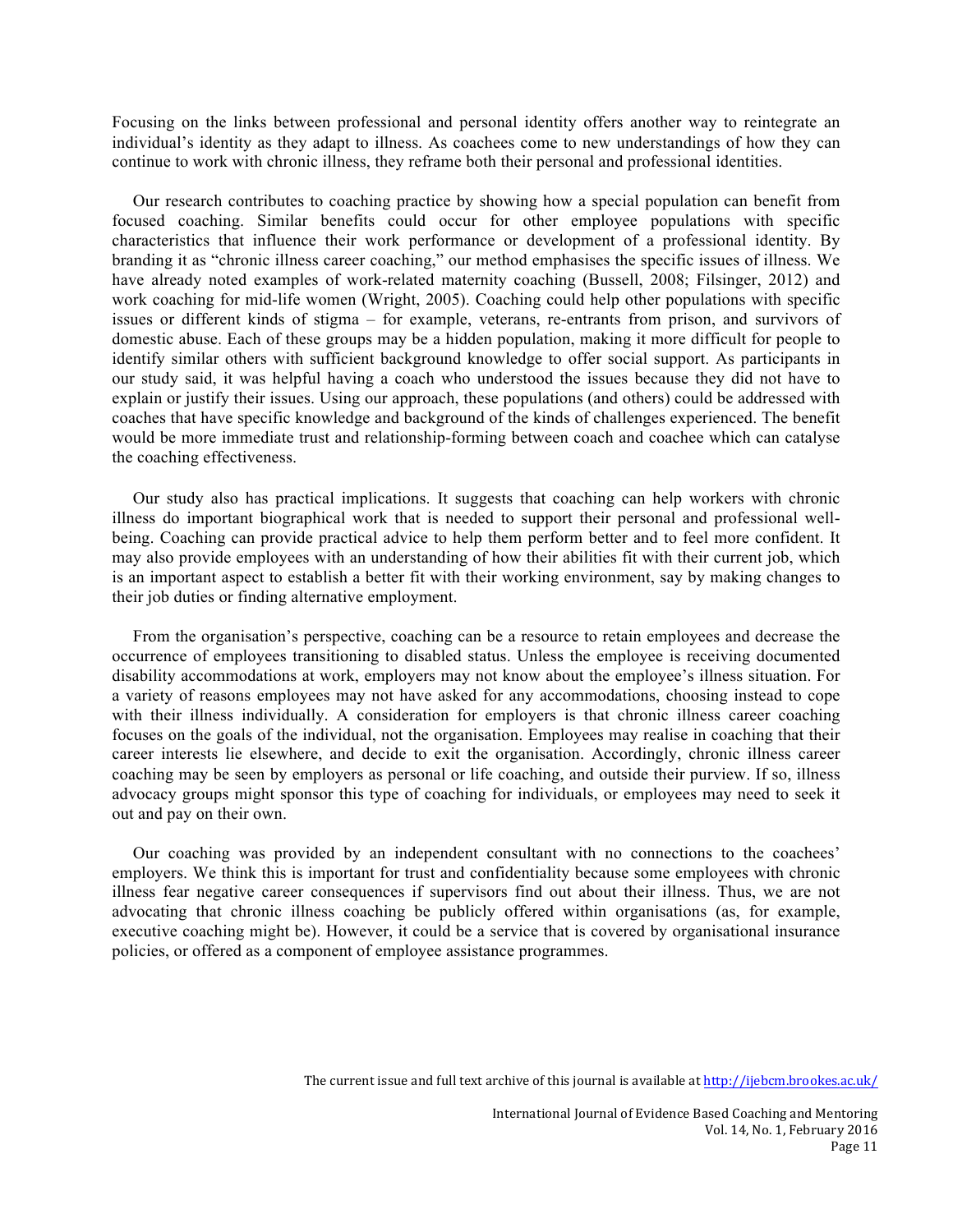Focusing on the links between professional and personal identity offers another way to reintegrate an individual's identity as they adapt to illness. As coachees come to new understandings of how they can continue to work with chronic illness, they reframe both their personal and professional identities.

Our research contributes to coaching practice by showing how a special population can benefit from focused coaching. Similar benefits could occur for other employee populations with specific characteristics that influence their work performance or development of a professional identity. By branding it as "chronic illness career coaching," our method emphasises the specific issues of illness. We have already noted examples of work-related maternity coaching (Bussell, 2008; Filsinger, 2012) and work coaching for mid-life women (Wright, 2005). Coaching could help other populations with specific issues or different kinds of stigma – for example, veterans, re-entrants from prison, and survivors of domestic abuse. Each of these groups may be a hidden population, making it more difficult for people to identify similar others with sufficient background knowledge to offer social support. As participants in our study said, it was helpful having a coach who understood the issues because they did not have to explain or justify their issues. Using our approach, these populations (and others) could be addressed with coaches that have specific knowledge and background of the kinds of challenges experienced. The benefit would be more immediate trust and relationship-forming between coach and coachee which can catalyse the coaching effectiveness.

Our study also has practical implications. It suggests that coaching can help workers with chronic illness do important biographical work that is needed to support their personal and professional well-being. Coaching can provide practical advice to help them perform better and to feel more confident. It may also provide employees with an understanding of how their abilities fit with their current job, which is an important aspect to establish a better fit with their working environment, say by making changes to their job duties or finding alternative employment.

From the organisation's perspective, coaching can be a resource to retain employees and decrease the occurrence of employees transitioning to disabled status. Unless the employee is receiving documented disability accommodations at work, employers may not know about the employee's illness situation. For a variety of reasons employees may not have asked for any accommodations, choosing instead to cope with their illness individually. A consideration for employers is that chronic illness career coaching focuses on the goals of the individual, not the organisation. Employees may realise in coaching that their career interests lie elsewhere, and decide to exit the organisation. Accordingly, chronic illness career coaching may be seen by employers as personal or life coaching, and outside their purview. If so, illness advocacy groups might sponsor this type of coaching for individuals, or employees may need to seek it out and pay on their own.

Our coaching was provided by an independent consultant with no connections to the coachees' employers. We think this is important for trust and confidentiality because some employees with chronic illness fear negative career consequences if supervisors find out about their illness. Thus, we are not advocating that chronic illness coaching be publicly offered within organisations (as, for example, executive coaching might be). However, it could be a service that is covered by organisational insurance policies, or offered as a component of employee assistance programmes.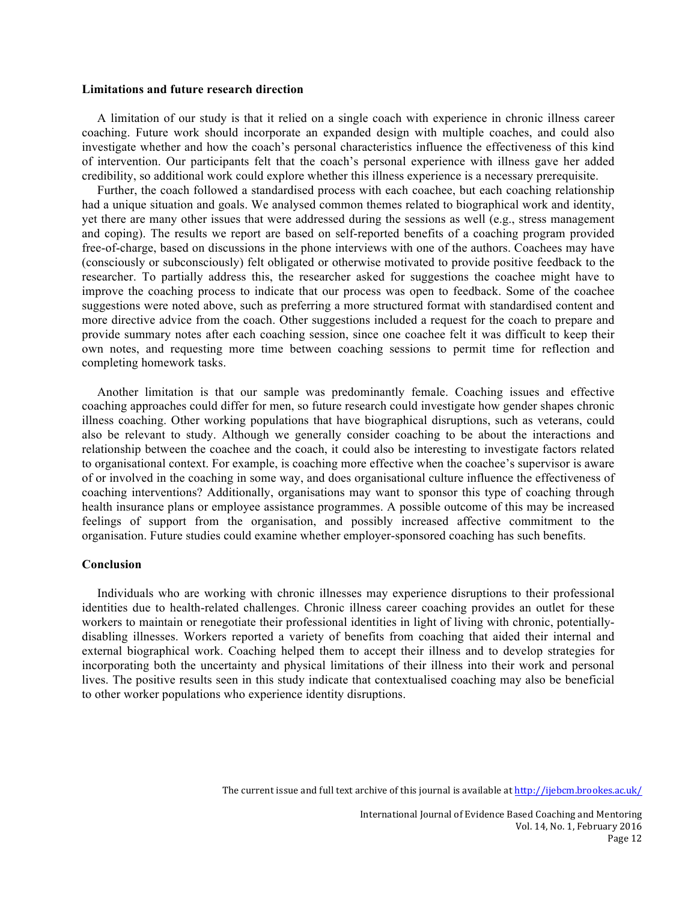## Limitations and future research direction

A limitation of our study is that it relied on a single coach with experience in chronic illness career coaching. Future work should incorporate an expanded design with multiple coaches, and could also investigate whether and how the coach's personal characteristics influence the effectiveness of this kind of intervention. Our participants felt that the coach's personal experience with illness gave her added credibility, so additional work could explore whether this illness experience is a necessary prerequisite.

Further, the coach followed a standardised process with each coachee, but each coaching relationship had a unique situation and goals. We analysed common themes related to biographical work and identity, yet there are many other issues that were addressed during the sessions as well (e.g., stress management and coping). The results we report are based on self-reported benefits of a coaching program provided free-of-charge, based on discussions in the phone interviews with one of the authors. Coachees may have (consciously or subconsciously) felt obligated or otherwise motivated to provide positive feedback to the researcher. To partially address this, the researcher asked for suggestions the coachee might have to improve the coaching process to indicate that our process was open to feedback. Some of the coachee suggestions were noted above, such as preferring a more structured format with standardised content and more directive advice from the coach. Other suggestions included a request for the coach to prepare and provide summary notes after each coaching session, since one coachee felt it was difficult to keep their own notes, and requesting more time between coaching sessions to permit time for reflection and completing homework tasks.

Another limitation is that our sample was predominantly female. Coaching issues and effective coaching approaches could differ for men, so future research could investigate how gender shapes chronic illness coaching. Other working populations that have biographical disruptions, such as veterans, could also be relevant to study. Although we generally consider coaching to be about the interactions and relationship between the coachee and the coach, it could also be interesting to investigate factors related to organisational context. For example, is coaching more effective when the coachee's supervisor is aware of or involved in the coaching in some way, and does organisational culture influence the effectiveness of coaching interventions? Additionally, organisations may want to sponsor this type of coaching through health insurance plans or employee assistance programmes. A possible outcome of this may be increased feelings of support from the organisation, and possibly increased affective commitment to the organisation. Future studies could examine whether employer-sponsored coaching has such benefits.

## Conclusion

Individuals who are working with chronic illnesses may experience disruptions to their professional identities due to health-related challenges. Chronic illness career coaching provides an outlet for these workers to maintain or renegotiate their professional identities in light of living with chronic, potentially-disabling illnesses. Workers reported a variety of benefits from coaching that aided their internal and external biographical work. Coaching helped them to accept their illness and to develop strategies for incorporating both the uncertainty and physical limitations of their illness into their work and personal lives. The positive results seen in this study indicate that contextualised coaching may also be beneficial to other worker populations who experience identity disruptions.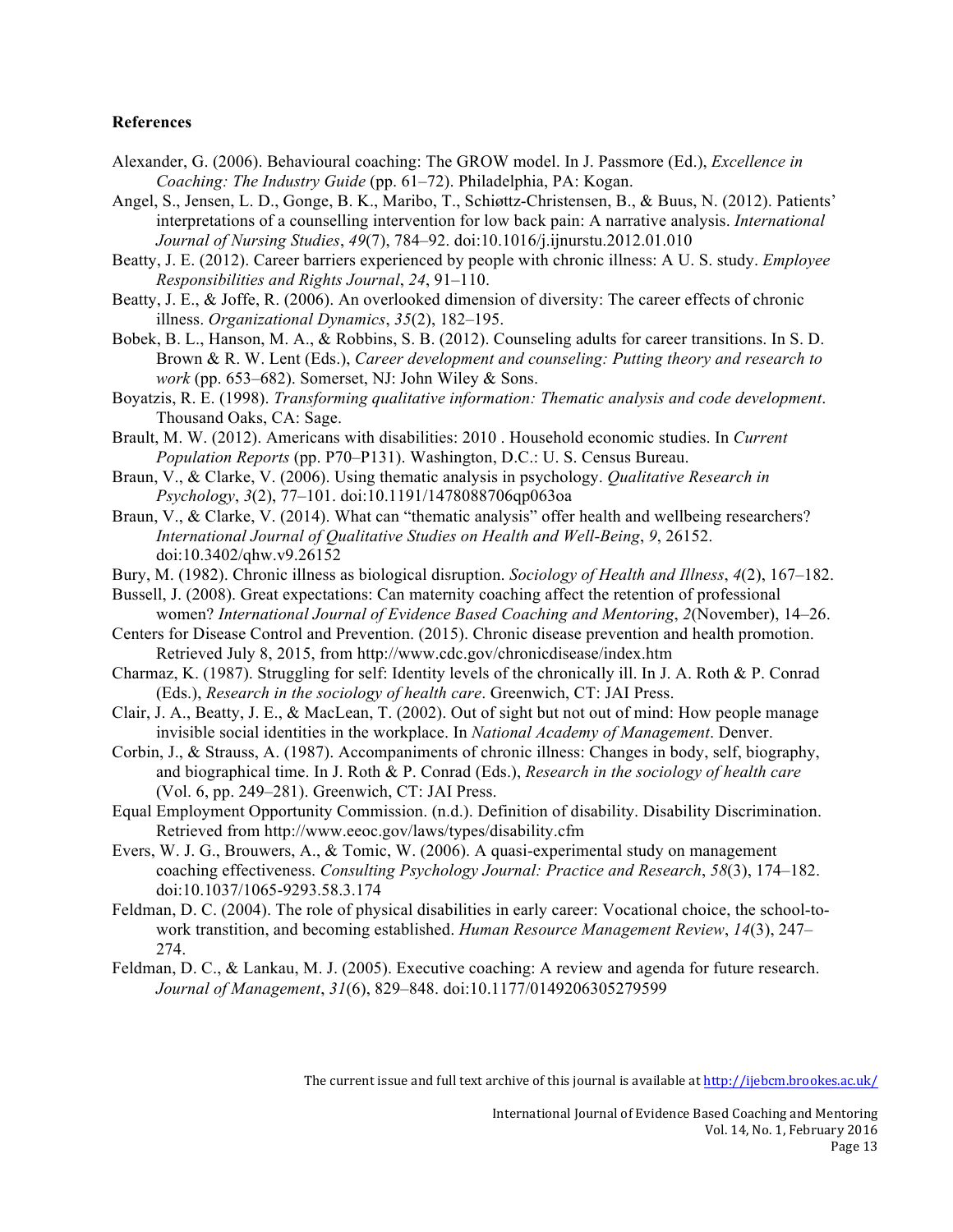**References**

Alexander, G. (2006). Behavioural coaching: The GROW model. In J. Passmore (Ed.), *Excellence in Coaching: The Industry Guide* (pp. 61–72). Philadelphia, PA: Kogan.

Angel, S., Jensen, L. D., Gonge, B. K., Maribo, T., Schiøttz-Christensen, B., & Buus, N. (2012). Patients' interpretations of a counselling intervention for low back pain: A narrative analysis. *International Journal of Nursing Studies*, *49*(7), 784–92. doi:10.1016/j.ijnurstu.2012.01.010

Beatty, J. E. (2012). Career barriers experienced by people with chronic illness: A U. S. study. *Employee Responsibilities and Rights Journal*, *24*, 91–110.

Beatty, J. E., & Joffe, R. (2006). An overlooked dimension of diversity: The career effects of chronic illness. *Organizational Dynamics*, *35*(2), 182–195.

Bobek, B. L., Hanson, M. A., & Robbins, S. B. (2012). Counseling adults for career transitions. In S. D. Brown & R. W. Lent (Eds.), *Career development and counseling: Putting theory and research to work* (pp. 653–682). Somerset, NJ: John Wiley & Sons.

Boyatzis, R. E. (1998). *Transforming qualitative information: Thematic analysis and code development*. Thousand Oaks, CA: Sage.

Brault, M. W. (2012). Americans with disabilities: 2010 . Household economic studies. In *Current Population Reports* (pp. P70–P131). Washington, D.C.: U. S. Census Bureau.

Braun, V., & Clarke, V. (2006). Using thematic analysis in psychology. *Qualitative Research in Psychology*, *3*(2), 77–101. doi:10.1191/1478088706qp063oa

Braun, V., & Clarke, V. (2014). What can "thematic analysis" offer health and wellbeing researchers? *International Journal of Qualitative Studies on Health and Well-Being*, *9*, 26152. doi:10.3402/qhw.v9.26152

Bury, M. (1982). Chronic illness as biological disruption. *Sociology of Health and Illness*, *4*(2), 167–182.

Bussell, J. (2008). Great expectations: Can maternity coaching affect the retention of professional women? *International Journal of Evidence Based Coaching and Mentoring*, *2*(November), 14–26.

Centers for Disease Control and Prevention. (2015). Chronic disease prevention and health promotion. Retrieved July 8, 2015, from http://www.cdc.gov/chronicdisease/index.htm

Charmaz, K. (1987). Struggling for self: Identity levels of the chronically ill. In J. A. Roth & P. Conrad (Eds.), *Research in the sociology of health care*. Greenwich, CT: JAI Press.

Clair, J. A., Beatty, J. E., & MacLean, T. (2002). Out of sight but not out of mind: How people manage invisible social identities in the workplace. In *National Academy of Management*. Denver.

Corbin, J., & Strauss, A. (1987). Accompaniments of chronic illness: Changes in body, self, biography, and biographical time. In J. Roth & P. Conrad (Eds.), *Research in the sociology of health care* (Vol. 6, pp. 249–281). Greenwich, CT: JAI Press.

Equal Employment Opportunity Commission. (n.d.). Definition of disability. Disability Discrimination. Retrieved from http://www.eeoc.gov/laws/types/disability.cfm

Evers, W. J. G., Brouwers, A., & Tomic, W. (2006). A quasi-experimental study on management coaching effectiveness. *Consulting Psychology Journal: Practice and Research*, *58*(3), 174–182. doi:10.1037/1065-9293.58.3.174

Feldman, D. C. (2004). The role of physical disabilities in early career: Vocational choice, the school-to-work transtition, and becoming established. *Human Resource Management Review*, *14*(3), 247–274.

Feldman, D. C., & Lankau, M. J. (2005). Executive coaching: A review and agenda for future research. *Journal of Management*, *31*(6), 829–848. doi:10.1177/0149206305279599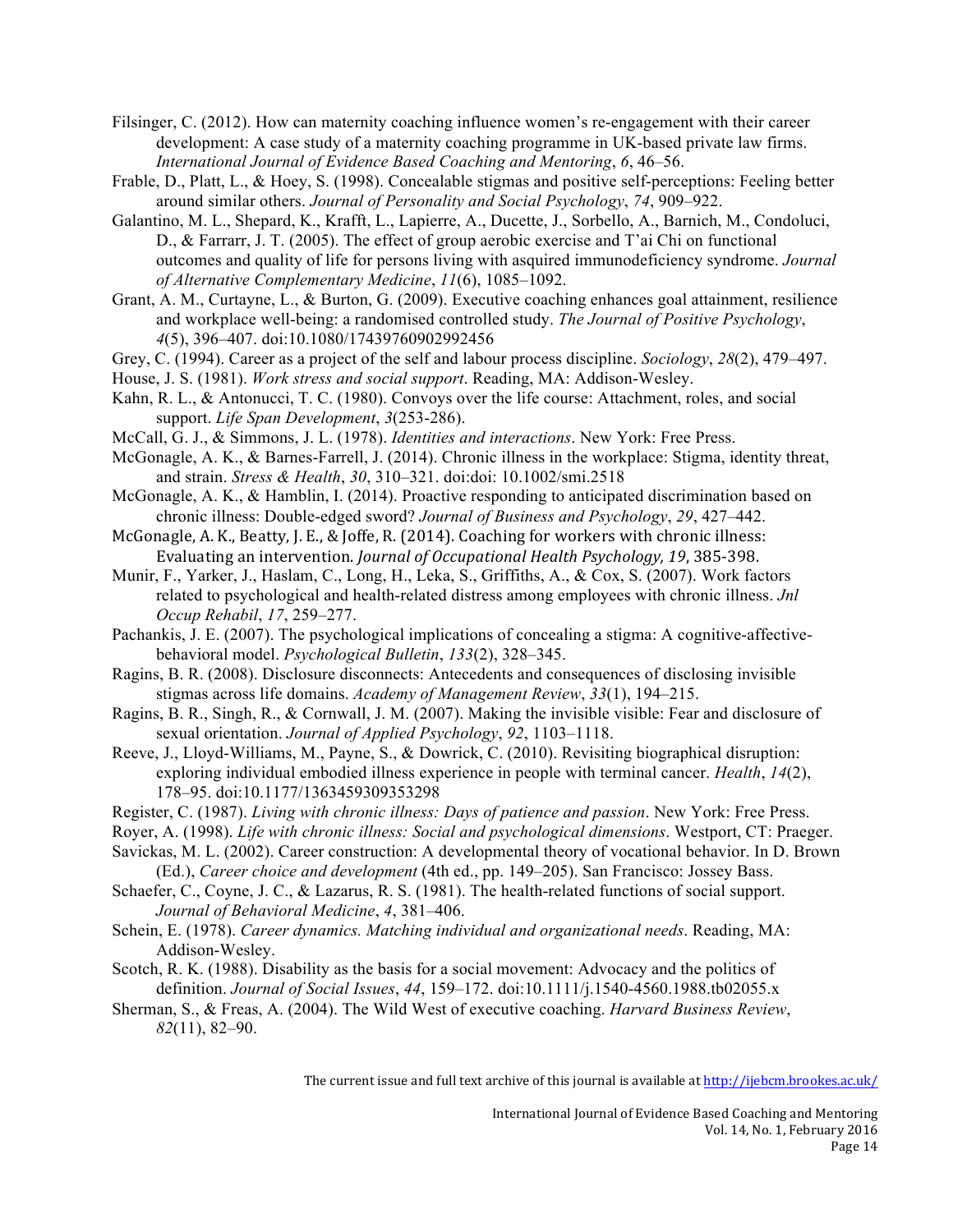Filsinger, C. (2012). How can maternity coaching influence women's re-engagement with their career development: A case study of a maternity coaching programme in UK-based private law firms. *International Journal of Evidence Based Coaching and Mentoring*, *6*, 46–56.

Frable, D., Platt, L., & Hoey, S. (1998). Concealable stigmas and positive self-perceptions: Feeling better around similar others. *Journal of Personality and Social Psychology*, *74*, 909–922.

Galantino, M. L., Shepard, K., Krafft, L., Lapierre, A., Ducette, J., Sorbello, A., Barnich, M., Condoluci, D., & Farrarr, J. T. (2005). The effect of group aerobic exercise and T'ai Chi on functional outcomes and quality of life for persons living with asquired immunodeficiency syndrome. *Journal of Alternative Complementary Medicine*, *11*(6), 1085–1092.

Grant, A. M., Curtayne, L., & Burton, G. (2009). Executive coaching enhances goal attainment, resilience and workplace well-being: a randomised controlled study. *The Journal of Positive Psychology*, *4*(5), 396–407. doi:10.1080/17439760902992456

Grey, C. (1994). Career as a project of the self and labour process discipline. *Sociology*, *28*(2), 479–497.

House, J. S. (1981). *Work stress and social support*. Reading, MA: Addison-Wesley.

Kahn, R. L., & Antonucci, T. C. (1980). Convoys over the life course: Attachment, roles, and social support. *Life Span Development*, *3*(253-286).

McCall, G. J., & Simmons, J. L. (1978). *Identities and interactions*. New York: Free Press.

McGonagle, A. K., & Barnes-Farrell, J. (2014). Chronic illness in the workplace: Stigma, identity threat, and strain. *Stress & Health*, *30*, 310–321. doi:doi: 10.1002/smi.2518

McGonagle, A. K., & Hamblin, I. (2014). Proactive responding to anticipated discrimination based on chronic illness: Double-edged sword? *Journal of Business and Psychology*, *29*, 427–442.

McGonagle, A. K., Beatty, J. E., & Joffe, R. (2014). Coaching for workers with chronic illness: Evaluating an intervention. *Journal of Occupational Health Psychology, 19*, 385-398.

Munir, F., Yarker, J., Haslam, C., Long, H., Leka, S., Griffiths, A., & Cox, S. (2007). Work factors related to psychological and health-related distress among employees with chronic illness. *Jnl Occup Rehabil*, *17*, 259–277.

Pachankis, J. E. (2007). The psychological implications of concealing a stigma: A cognitive-affective-behavioral model. *Psychological Bulletin*, *133*(2), 328–345.

Ragins, B. R. (2008). Disclosure disconnects: Antecedents and consequences of disclosing invisible stigmas across life domains. *Academy of Management Review*, *33*(1), 194–215.

Ragins, B. R., Singh, R., & Cornwall, J. M. (2007). Making the invisible visible: Fear and disclosure of sexual orientation. *Journal of Applied Psychology*, *92*, 1103–1118.

Reeve, J., Lloyd-Williams, M., Payne, S., & Dowrick, C. (2010). Revisiting biographical disruption: exploring individual embodied illness experience in people with terminal cancer. *Health*, *14*(2), 178–95. doi:10.1177/1363459309353298

Register, C. (1987). *Living with chronic illness: Days of patience and passion*. New York: Free Press.

Royer, A. (1998). *Life with chronic illness: Social and psychological dimensions*. Westport, CT: Praeger.

Savickas, M. L. (2002). Career construction: A developmental theory of vocational behavior. In D. Brown (Ed.), *Career choice and development* (4th ed., pp. 149–205). San Francisco: Jossey Bass.

Schaefer, C., Coyne, J. C., & Lazarus, R. S. (1981). The health-related functions of social support. *Journal of Behavioral Medicine*, *4*, 381–406.

Schein, E. (1978). *Career dynamics. Matching individual and organizational needs*. Reading, MA: Addison-Wesley.

Scotch, R. K. (1988). Disability as the basis for a social movement: Advocacy and the politics of definition. *Journal of Social Issues*, *44*, 159–172. doi:10.1111/j.1540-4560.1988.tb02055.x

Sherman, S., & Freas, A. (2004). The Wild West of executive coaching. *Harvard Business Review*, *82*(11), 82–90.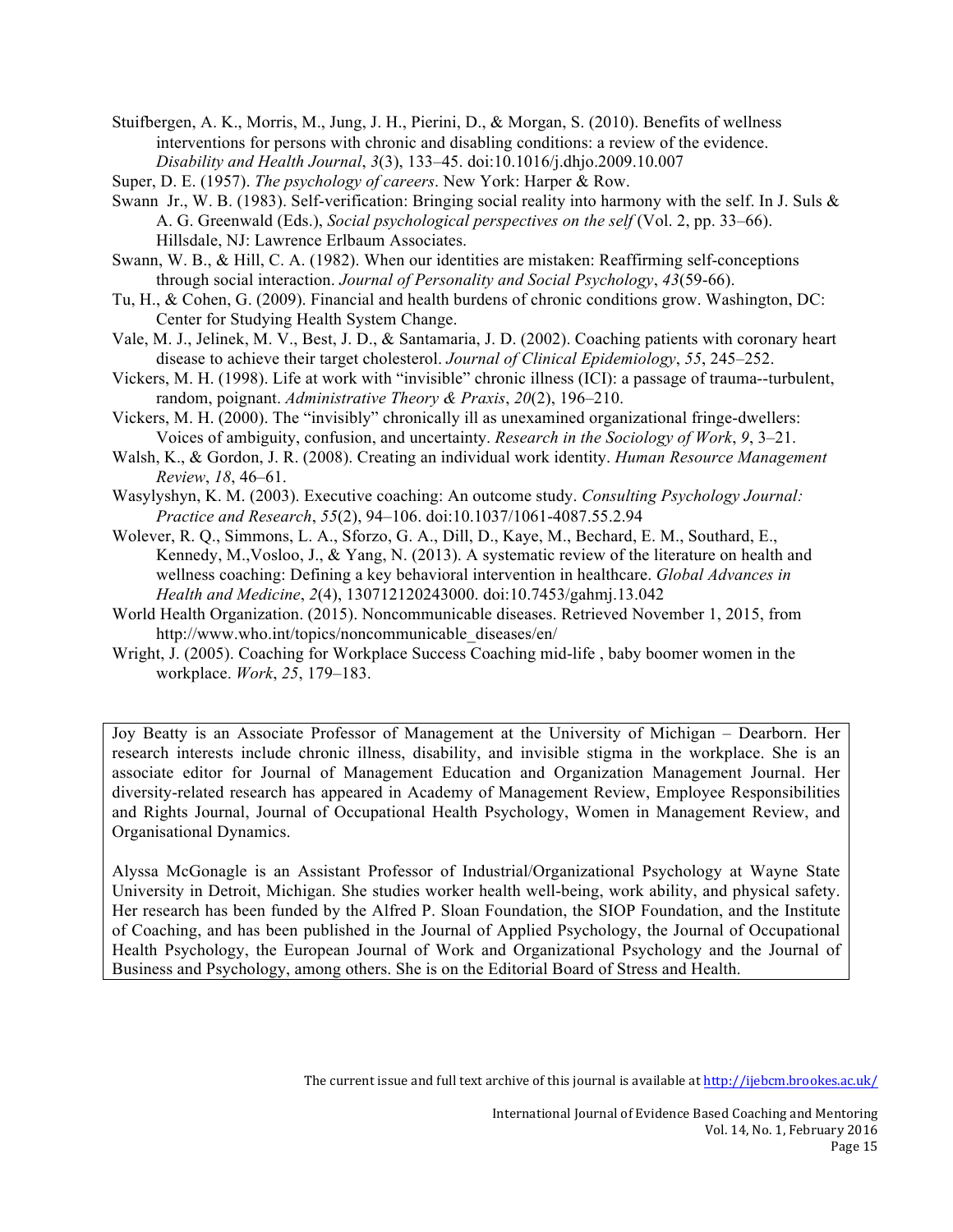Stuifbergen, A. K., Morris, M., Jung, J. H., Pierini, D., & Morgan, S. (2010). Benefits of wellness interventions for persons with chronic and disabling conditions: a review of the evidence. *Disability and Health Journal*, *3*(3), 133–45. doi:10.1016/j.dhjo.2009.10.007

Super, D. E. (1957). *The psychology of careers*. New York: Harper & Row.

Swann Jr., W. B. (1983). Self-verification: Bringing social reality into harmony with the self. In J. Suls & A. G. Greenwald (Eds.), *Social psychological perspectives on the self* (Vol. 2, pp. 33–66). Hillsdale, NJ: Lawrence Erlbaum Associates.

Swann, W. B., & Hill, C. A. (1982). When our identities are mistaken: Reaffirming self-conceptions through social interaction. *Journal of Personality and Social Psychology*, *43*(59-66).

Tu, H., & Cohen, G. (2009). Financial and health burdens of chronic conditions grow. Washington, DC: Center for Studying Health System Change.

Vale, M. J., Jelinek, M. V., Best, J. D., & Santamaria, J. D. (2002). Coaching patients with coronary heart disease to achieve their target cholesterol. *Journal of Clinical Epidemiology*, *55*, 245–252.

Vickers, M. H. (1998). Life at work with "invisible" chronic illness (ICI): a passage of trauma--turbulent, random, poignant. *Administrative Theory & Praxis*, *20*(2), 196–210.

Vickers, M. H. (2000). The "invisibly" chronically ill as unexamined organizational fringe-dwellers: Voices of ambiguity, confusion, and uncertainty. *Research in the Sociology of Work*, *9*, 3–21.

Walsh, K., & Gordon, J. R. (2008). Creating an individual work identity. *Human Resource Management Review*, *18*, 46–61.

Wasylyshyn, K. M. (2003). Executive coaching: An outcome study. *Consulting Psychology Journal: Practice and Research*, *55*(2), 94–106. doi:10.1037/1061-4087.55.2.94

Wolever, R. Q., Simmons, L. A., Sforzo, G. A., Dill, D., Kaye, M., Bechard, E. M., Southard, E., Kennedy, M.,Vosloo, J., & Yang, N. (2013). A systematic review of the literature on health and wellness coaching: Defining a key behavioral intervention in healthcare. *Global Advances in Health and Medicine*, *2*(4), 130712120243000. doi:10.7453/gahmj.13.042

World Health Organization. (2015). Noncommunicable diseases. Retrieved November 1, 2015, from http://www.who.int/topics/noncommunicable_diseases/en/

Wright, J. (2005). Coaching for Workplace Success Coaching mid-life , baby boomer women in the workplace. *Work*, *25*, 179–183.

Joy Beatty is an Associate Professor of Management at the University of Michigan – Dearborn. Her research interests include chronic illness, disability, and invisible stigma in the workplace. She is an associate editor for Journal of Management Education and Organization Management Journal. Her diversity-related research has appeared in Academy of Management Review, Employee Responsibilities and Rights Journal, Journal of Occupational Health Psychology, Women in Management Review, and Organisational Dynamics.

Alyssa McGonagle is an Assistant Professor of Industrial/Organizational Psychology at Wayne State University in Detroit, Michigan. She studies worker health well-being, work ability, and physical safety. Her research has been funded by the Alfred P. Sloan Foundation, the SIOP Foundation, and the Institute of Coaching, and has been published in the Journal of Applied Psychology, the Journal of Occupational Health Psychology, the European Journal of Work and Organizational Psychology and the Journal of Business and Psychology, among others. She is on the Editorial Board of Stress and Health.